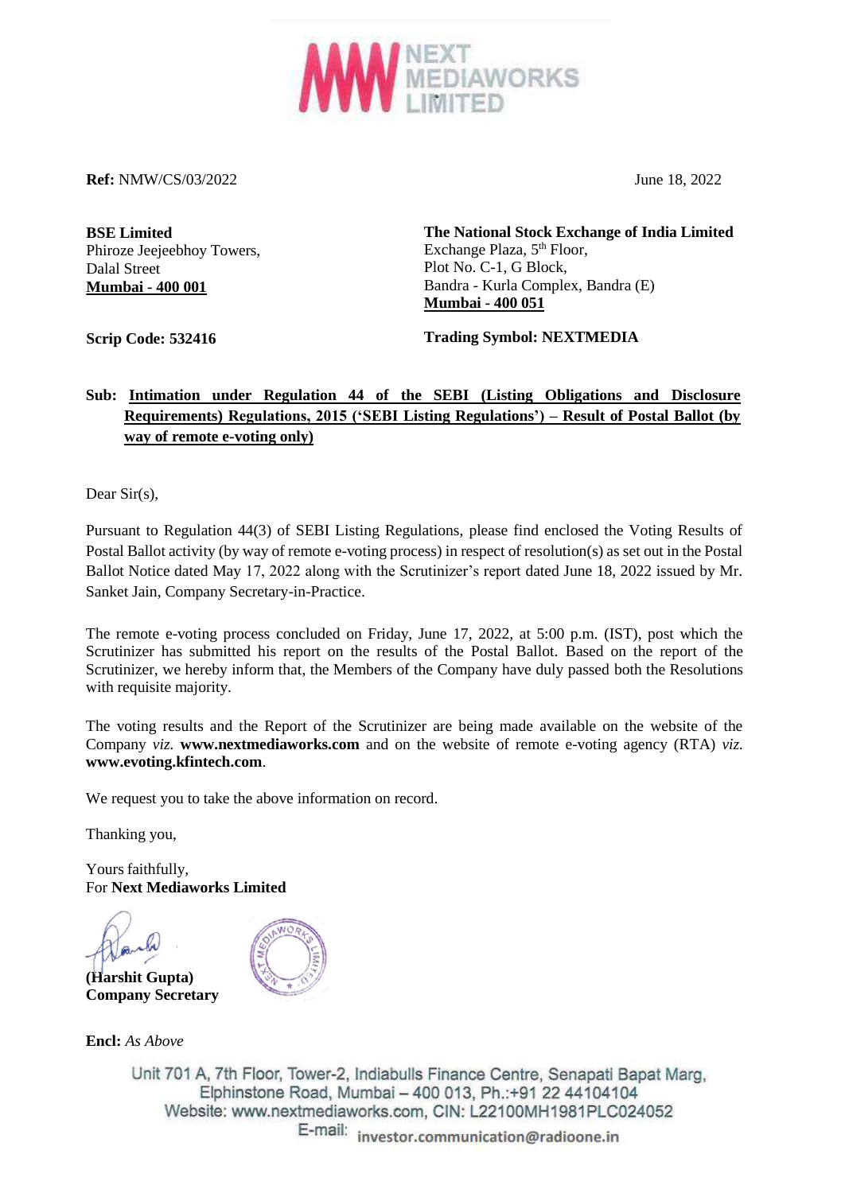**Ref:** NMW/CS/03/2022

June 18, 2022

**BSE Limited**
Phiroze Jeejeebhoy Towers,
Dalal Street
**Mumbai - 400 001**

**Scrip Code: 532416**

**The National Stock Exchange of India Limited**
Exchange Plaza, 5th Floor,
Plot No. C-1, G Block,
Bandra - Kurla Complex, Bandra (E)
**Mumbai - 400 051**

**Trading Symbol: NEXTMEDIA**

**Sub: Intimation under Regulation 44 of the SEBI (Listing Obligations and Disclosure Requirements) Regulations, 2015 ('SEBI Listing Regulations') – Result of Postal Ballot (by way of remote e-voting only)**

Dear Sir(s),

Pursuant to Regulation 44(3) of SEBI Listing Regulations, please find enclosed the Voting Results of Postal Ballot activity (by way of remote e-voting process) in respect of resolution(s) as set out in the Postal Ballot Notice dated May 17, 2022 along with the Scrutinizer's report dated June 18, 2022 issued by Mr. Sanket Jain, Company Secretary-in-Practice.

The remote e-voting process concluded on Friday, June 17, 2022, at 5:00 p.m. (IST), post which the Scrutinizer has submitted his report on the results of the Postal Ballot. Based on the report of the Scrutinizer, we hereby inform that, the Members of the Company have duly passed both the Resolutions with requisite majority.

The voting results and the Report of the Scrutinizer are being made available on the website of the Company *viz.* **www.nextmediaworks.com** and on the website of remote e-voting agency (RTA) *viz.* **www.evoting.kfintech.com**.

We request you to take the above information on record.

Thanking you,

Yours faithfully,
For **Next Mediaworks Limited**

**(Harshit Gupta)**
**Company Secretary**

**Encl:** *As Above*

Unit 701 A, 7th Floor, Tower-2, Indiabulls Finance Centre, Senapati Bapat Marg, Elphinstone Road, Mumbai – 400 013, Ph.:+91 22 44104104
Website: www.nextmediaworks.com, CIN: L22100MH1981PLC024052
E-mail: investor.communication@radioone.in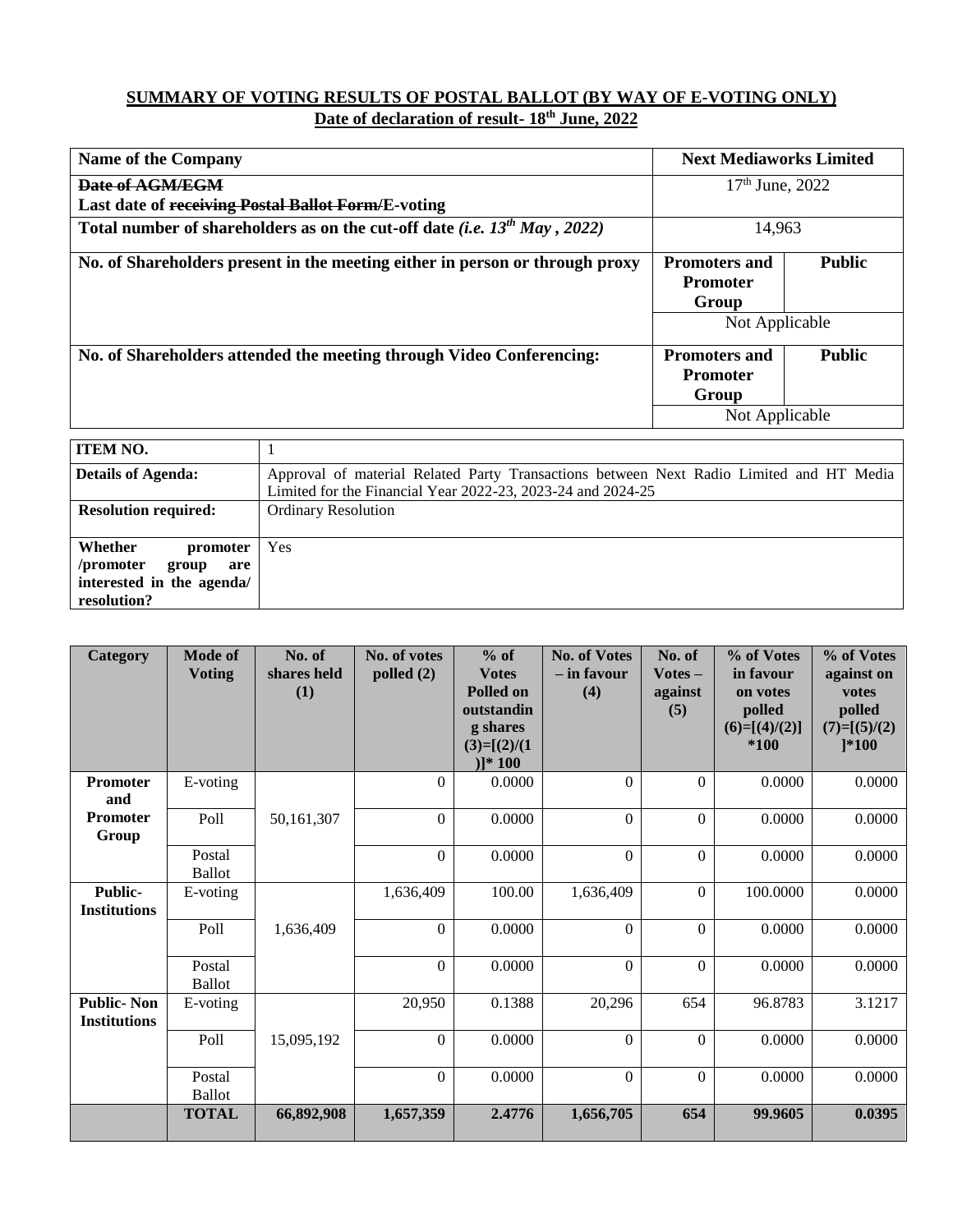**SUMMARY OF VOTING RESULTS OF POSTAL BALLOT (BY WAY OF E-VOTING ONLY)**
**Date of declaration of result- 18th June, 2022**

| **Name of the Company** | **Next Mediaworks Limited** | |
|---|---|---|
| ~~**Date of AGM/EGM**~~<br>**Last date of ~~receiving Postal Ballot Form/~~E-voting** | 17th June, 2022 | |
| **Total number of shareholders as on the cut-off date *(i.e. 13th May , 2022)*** | 14,963 | |
| **No. of Shareholders present in the meeting either in person or through proxy** | **Promoters and Promoter Group** | **Public** |
| | Not Applicable | |
| **No. of Shareholders attended the meeting through Video Conferencing:** | **Promoters and Promoter Group** | **Public** |
| | Not Applicable | |

| **ITEM NO.** | 1 |
|---|---|
| **Details of Agenda:** | Approval of material Related Party Transactions between Next Radio Limited and HT Media Limited for the Financial Year 2022-23, 2023-24 and 2024-25 |
| **Resolution required:** | Ordinary Resolution |
| **Whether promoter /promoter group are interested in the agenda/ resolution?** | Yes |

| Category | Mode of Voting | No. of shares held (1) | No. of votes polled (2) | % of Votes Polled on outstanding shares (3)=[(2)/(1)]* 100 | No. of Votes – in favour (4) | No. of Votes – against (5) | % of Votes in favour on votes polled (6)=[(4)/(2)] *100 | % of Votes against on votes polled (7)=[(5)/(2) ]*100 |
|---|---|---|---|---|---|---|---|---|
| **Promoter and Promoter Group** | E-voting | 50,161,307 | 0 | 0.0000 | 0 | 0 | 0.0000 | 0.0000 |
| | Poll | | 0 | 0.0000 | 0 | 0 | 0.0000 | 0.0000 |
| | Postal Ballot | | 0 | 0.0000 | 0 | 0 | 0.0000 | 0.0000 |
| **Public- Institutions** | E-voting | 1,636,409 | 1,636,409 | 100.00 | 1,636,409 | 0 | 100.0000 | 0.0000 |
| | Poll | | 0 | 0.0000 | 0 | 0 | 0.0000 | 0.0000 |
| | Postal Ballot | | 0 | 0.0000 | 0 | 0 | 0.0000 | 0.0000 |
| **Public- Non Institutions** | E-voting | 15,095,192 | 20,950 | 0.1388 | 20,296 | 654 | 96.8783 | 3.1217 |
| | Poll | | 0 | 0.0000 | 0 | 0 | 0.0000 | 0.0000 |
| | Postal Ballot | | 0 | 0.0000 | 0 | 0 | 0.0000 | 0.0000 |
| | **TOTAL** | **66,892,908** | **1,657,359** | **2.4776** | **1,656,705** | **654** | **99.9605** | **0.0395** |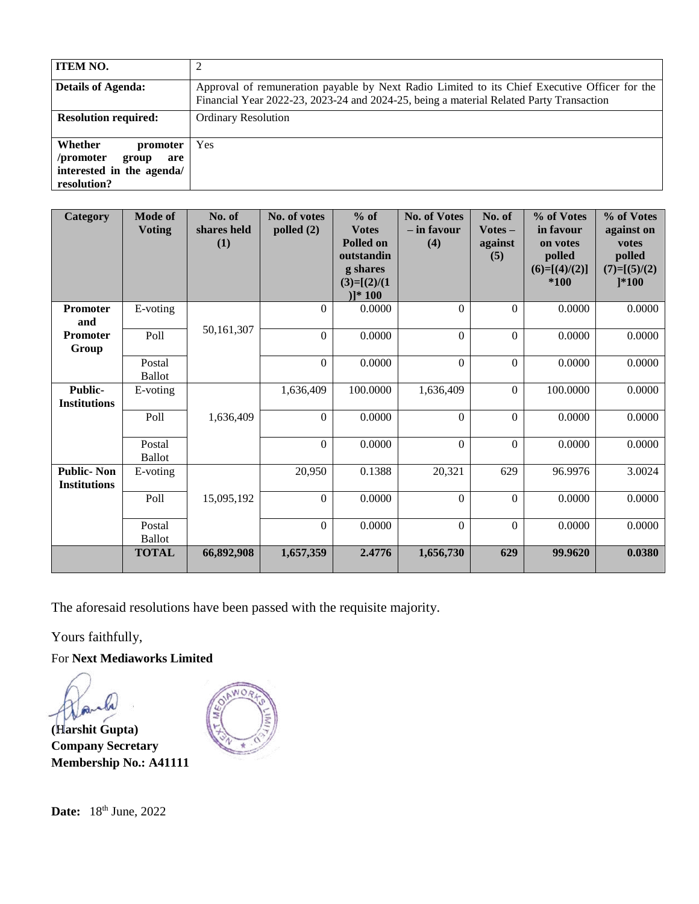| ITEM NO. | 2 |
|---|---|
| **Details of Agenda:** | Approval of remuneration payable by Next Radio Limited to its Chief Executive Officer for the Financial Year 2022-23, 2023-24 and 2024-25, being a material Related Party Transaction |
| **Resolution required:** | Ordinary Resolution |
| **Whether promoter /promoter group are interested in the agenda/ resolution?** | Yes |

| Category | Mode of Voting | No. of shares held (1) | No. of votes polled (2) | % of Votes Polled on outstanding shares (3)=[(2)/(1)]* 100 | No. of Votes – in favour (4) | No. of Votes – against (5) | % of Votes in favour on votes polled (6)=[(4)/(2)]*100 | % of Votes against on votes polled (7)=[(5)/(2)]*100 |
|---|---|---|---|---|---|---|---|---|
| **Promoter and Promoter Group** | E-voting | 50,161,307 | 0 | 0.0000 | 0 | 0 | 0.0000 | 0.0000 |
| | Poll | | 0 | 0.0000 | 0 | 0 | 0.0000 | 0.0000 |
| | Postal Ballot | | 0 | 0.0000 | 0 | 0 | 0.0000 | 0.0000 |
| **Public-Institutions** | E-voting | 1,636,409 | 1,636,409 | 100.0000 | 1,636,409 | 0 | 100.0000 | 0.0000 |
| | Poll | | 0 | 0.0000 | 0 | 0 | 0.0000 | 0.0000 |
| | Postal Ballot | | 0 | 0.0000 | 0 | 0 | 0.0000 | 0.0000 |
| **Public- Non Institutions** | E-voting | 15,095,192 | 20,950 | 0.1388 | 20,321 | 629 | 96.9976 | 3.0024 |
| | Poll | | 0 | 0.0000 | 0 | 0 | 0.0000 | 0.0000 |
| | Postal Ballot | | 0 | 0.0000 | 0 | 0 | 0.0000 | 0.0000 |
| | **TOTAL** | **66,892,908** | **1,657,359** | **2.4776** | **1,656,730** | **629** | **99.9620** | **0.0380** |

The aforesaid resolutions have been passed with the requisite majority.

Yours faithfully,

For **Next Mediaworks Limited**

**(Harshit Gupta)**
**Company Secretary**
**Membership No.: A41111**

**Date:** 18th June, 2022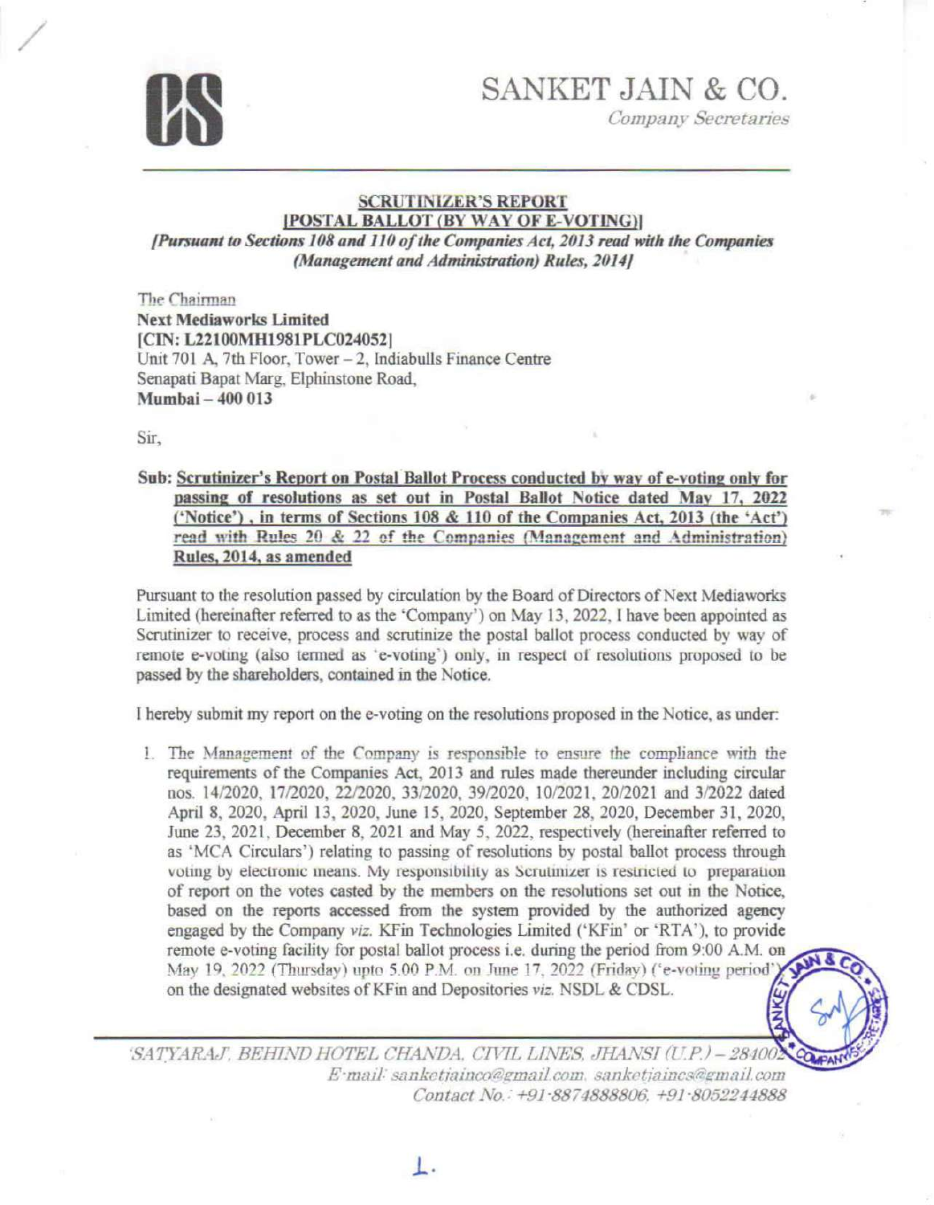# SANKET JAIN & CO.

*Company Secretaries*

## SCRUTINIZER'S REPORT
## [POSTAL BALLOT (BY WAY OF E-VOTING)]

***[Pursuant to Sections 108 and 110 of the Companies Act, 2013 read with the Companies (Management and Administration) Rules, 2014]***

The Chairman
**Next Mediaworks Limited**
**[CIN: L22100MH1981PLC024052]**
Unit 701 A, 7th Floor, Tower – 2, Indiabulls Finance Centre
Senapati Bapat Marg, Elphinstone Road,
**Mumbai – 400 013**

Sir,

**Sub: Scrutinizer's Report on Postal Ballot Process conducted by way of e-voting only for passing of resolutions as set out in Postal Ballot Notice dated May 17, 2022 ('Notice'), in terms of Sections 108 & 110 of the Companies Act, 2013 (the 'Act') read with Rules 20 & 22 of the Companies (Management and Administration) Rules, 2014, as amended**

Pursuant to the resolution passed by circulation by the Board of Directors of Next Mediaworks Limited (hereinafter referred to as the 'Company') on May 13, 2022, I have been appointed as Scrutinizer to receive, process and scrutinize the postal ballot process conducted by way of remote e-voting (also termed as 'e-voting') only, in respect of resolutions proposed to be passed by the shareholders, contained in the Notice.

I hereby submit my report on the e-voting on the resolutions proposed in the Notice, as under:

1. The Management of the Company is responsible to ensure the compliance with the requirements of the Companies Act, 2013 and rules made thereunder including circular nos. 14/2020, 17/2020, 22/2020, 33/2020, 39/2020, 10/2021, 20/2021 and 3/2022 dated April 8, 2020, April 13, 2020, June 15, 2020, September 28, 2020, December 31, 2020, June 23, 2021, December 8, 2021 and May 5, 2022, respectively (hereinafter referred to as 'MCA Circulars') relating to passing of resolutions by postal ballot process through voting by electronic means. My responsibility as Scrutinizer is restricted to preparation of report on the votes casted by the members on the resolutions set out in the Notice, based on the reports accessed from the system provided by the authorized agency engaged by the Company *viz.* KFin Technologies Limited ('KFin' or 'RTA'), to provide remote e-voting facility for postal ballot process i.e. during the period from 9:00 A.M. on May 19, 2022 (Thursday) upto 5.00 P.M. on June 17, 2022 (Friday) ('e-voting period') on the designated websites of KFin and Depositories *viz.* NSDL & CDSL.

*SATYARAJ, BEHIND HOTEL CHANDA, CIVIL LINES, JHANSI (U.P.) – 284002*
*E-mail: sanketjainco@gmail.com, sanketjaincs@gmail.com*
*Contact No.: +91-8874888806, +91-8052244888*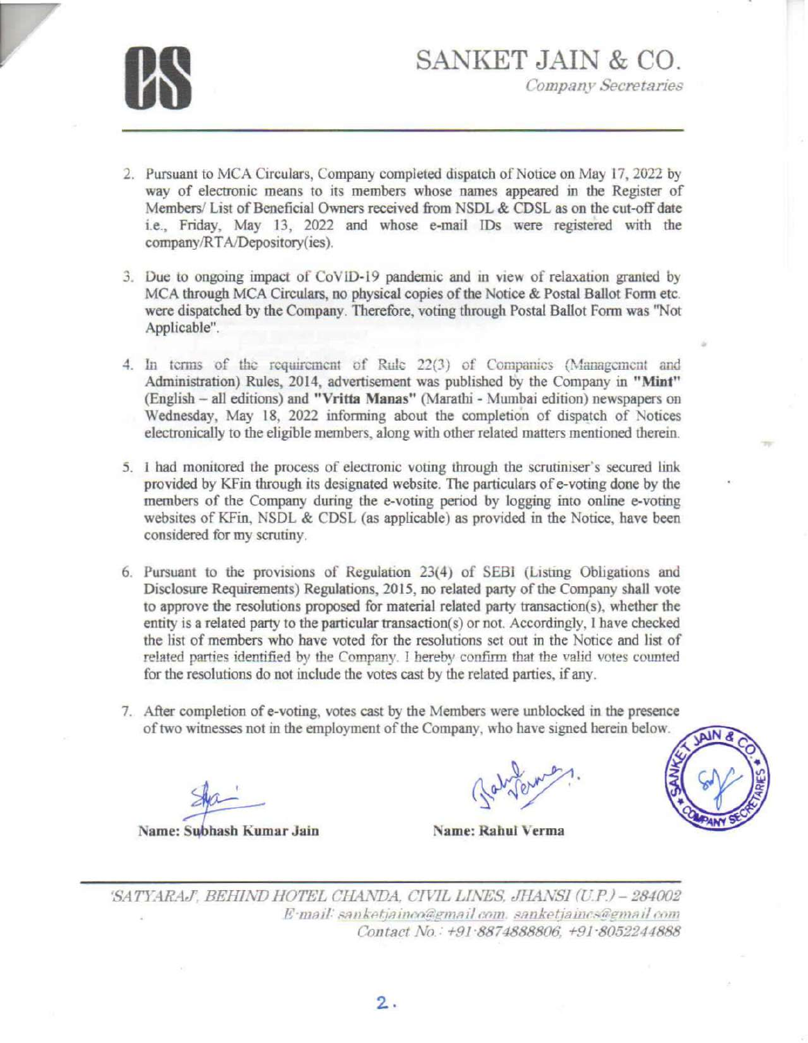2. Pursuant to MCA Circulars, Company completed dispatch of Notice on May 17, 2022 by way of electronic means to its members whose names appeared in the Register of Members/ List of Beneficial Owners received from NSDL & CDSL as on the cut-off date i.e., Friday, May 13, 2022 and whose e-mail IDs were registered with the company/RTA/Depository(ies).

3. Due to ongoing impact of CoVID-19 pandemic and in view of relaxation granted by MCA through MCA Circulars, no physical copies of the Notice & Postal Ballot Form etc. were dispatched by the Company. Therefore, voting through Postal Ballot Form was "Not Applicable".

4. In terms of the requirement of Rule 22(3) of Companies (Management and Administration) Rules, 2014, advertisement was published by the Company in **"Mint"** (English – all editions) and **"Vritta Manas"** (Marathi - Mumbai edition) newspapers on Wednesday, May 18, 2022 informing about the completion of dispatch of Notices electronically to the eligible members, along with other related matters mentioned therein.

5. I had monitored the process of electronic voting through the scrutiniser's secured link provided by KFin through its designated website. The particulars of e-voting done by the members of the Company during the e-voting period by logging into online e-voting websites of KFin, NSDL & CDSL (as applicable) as provided in the Notice, have been considered for my scrutiny.

6. Pursuant to the provisions of Regulation 23(4) of SEBI (Listing Obligations and Disclosure Requirements) Regulations, 2015, no related party of the Company shall vote to approve the resolutions proposed for material related party transaction(s), whether the entity is a related party to the particular transaction(s) or not. Accordingly, I have checked the list of members who have voted for the resolutions set out in the Notice and list of related parties identified by the Company. I hereby confirm that the valid votes counted for the resolutions do not include the votes cast by the related parties, if any.

7. After completion of e-voting, votes cast by the Members were unblocked in the presence of two witnesses not in the employment of the Company, who have signed herein below.

**Name: Subhash Kumar Jain**

**Name: Rahul Verma**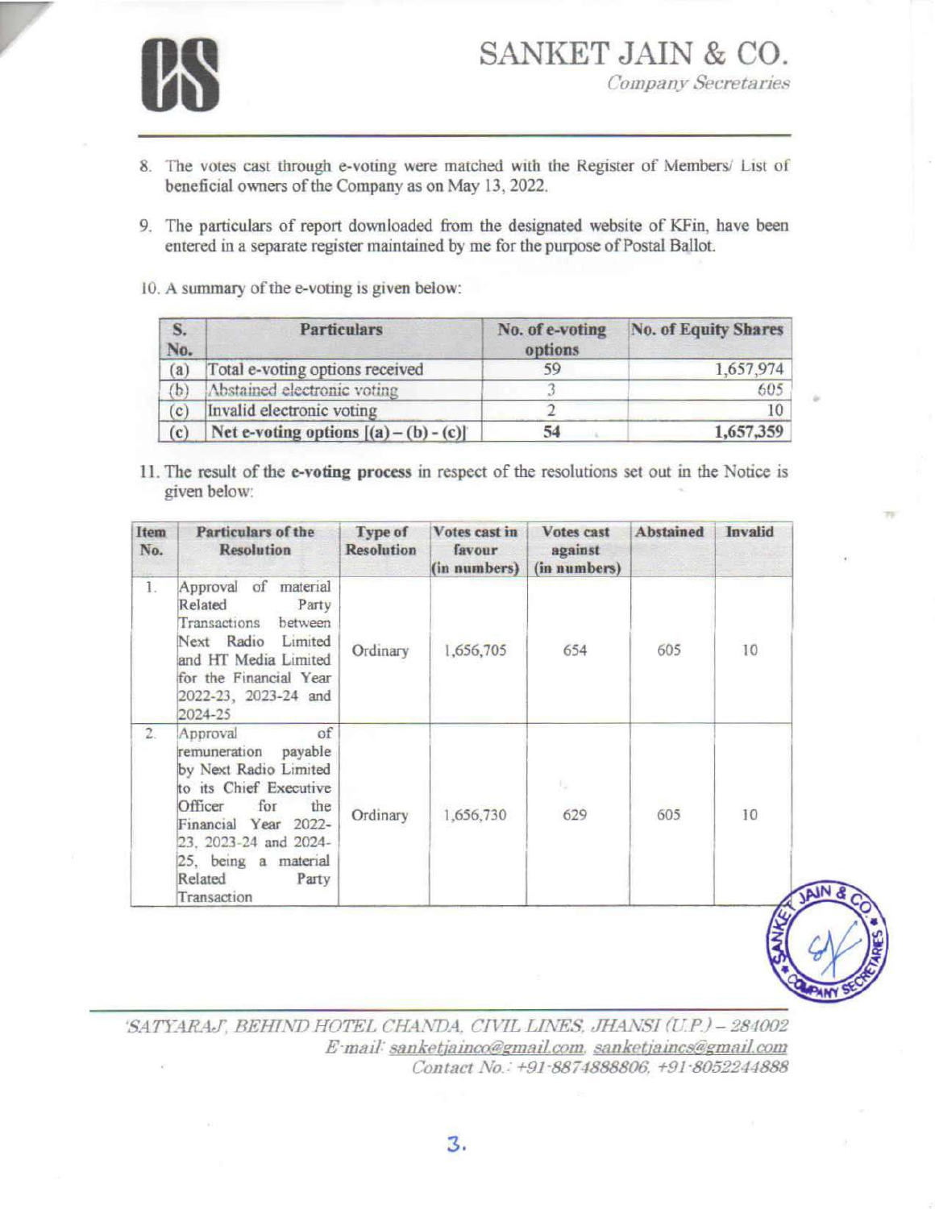SANKET JAIN & CO.

*Company Secretaries*

8. The votes cast through e-voting were matched with the Register of Members/ List of beneficial owners of the Company as on May 13, 2022.

9. The particulars of report downloaded from the designated website of KFin, have been entered in a separate register maintained by me for the purpose of Postal Ballot.

10. A summary of the e-voting is given below:

| S. No. | Particulars | No. of e-voting options | No. of Equity Shares |
|---|---|---|---|
| (a) | Total e-voting options received | 59 | 1,657,974 |
| (b) | Abstained electronic voting | 3 | 605 |
| (c) | Invalid electronic voting | 2 | 10 |
| (c) | Net e-voting options [(a) – (b) - (c)] | 54 | 1,657,359 |

11. The result of the **e-voting process** in respect of the resolutions set out in the Notice is given below:

| Item No. | Particulars of the Resolution | Type of Resolution | Votes cast in favour (in numbers) | Votes cast against (in numbers) | Abstained | Invalid |
|---|---|---|---|---|---|---|
| 1. | Approval of material Related Party Transactions between Next Radio Limited and HT Media Limited for the Financial Year 2022-23, 2023-24 and 2024-25 | Ordinary | 1,656,705 | 654 | 605 | 10 |
| 2. | Approval of remuneration payable by Next Radio Limited to its Chief Executive Officer for the Financial Year 2022-23, 2023-24 and 2024-25, being a material Related Party Transaction | Ordinary | 1,656,730 | 629 | 605 | 10 |

*'SATYARAJ', BEHIND HOTEL CHANDA, CIVIL LINES, JHANSI (U.P.) – 284002*
*E-mail: sanketjainco@gmail.com, sanketjaincs@gmail.com*
*Contact No.: +91-8874888806, +91-8052244888*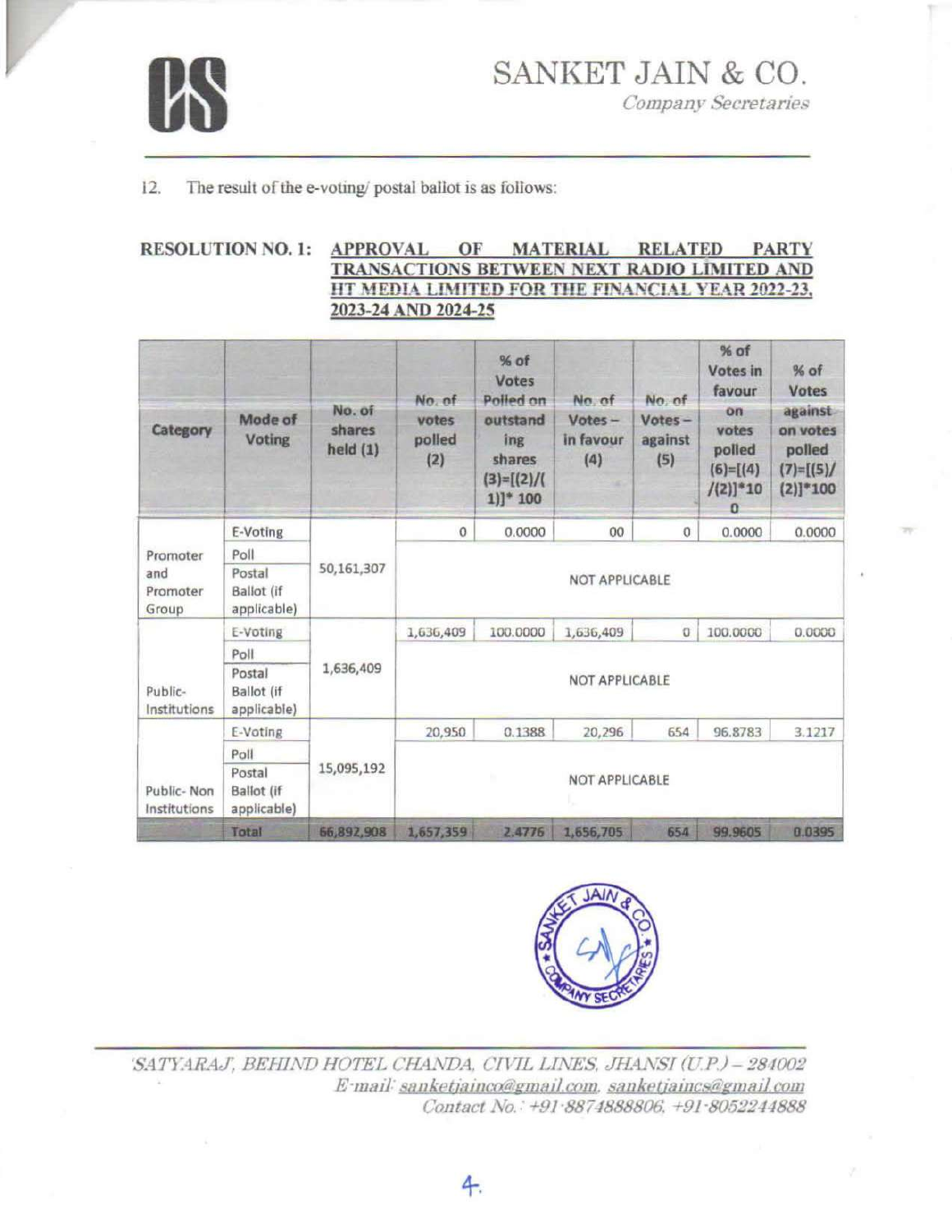12. The result of the e-voting/ postal ballot is as follows:

**RESOLUTION NO. 1: APPROVAL OF MATERIAL RELATED PARTY TRANSACTIONS BETWEEN NEXT RADIO LIMITED AND HT MEDIA LIMITED FOR THE FINANCIAL YEAR 2022-23, 2023-24 AND 2024-25**

| Category | Mode of Voting | No. of shares held (1) | No. of votes polled (2) | % of Votes Polled on outstanding shares (3)=[(2)/(1)]* 100 | No. of Votes – in favour (4) | No. of Votes – against (5) | % of Votes in favour on votes polled (6)=[(4)/(2)]*100 | % of Votes against on votes polled (7)=[(5)/(2)]*100 |
|---|---|---|---|---|---|---|---|---|
| Promoter and Promoter Group | E-Voting | 50,161,307 | 0 | 0.0000 | 00 | 0 | 0.0000 | 0.0000 |
| | Poll | | NOT APPLICABLE | | | | | |
| | Postal Ballot (if applicable) | | | | | | | |
| Public- Institutions | E-Voting | 1,636,409 | 1,636,409 | 100.0000 | 1,636,409 | 0 | 100.0000 | 0.0000 |
| | Poll | | NOT APPLICABLE | | | | | |
| | Postal Ballot (if applicable) | | | | | | | |
| Public- Non Institutions | E-Voting | 15,095,192 | 20,950 | 0.1388 | 20,296 | 654 | 96.8783 | 3.1217 |
| | Poll | | NOT APPLICABLE | | | | | |
| | Postal Ballot (if applicable) | | | | | | | |
| | Total | 66,892,908 | 1,657,359 | 2.4776 | 1,656,705 | 654 | 99.9605 | 0.0395 |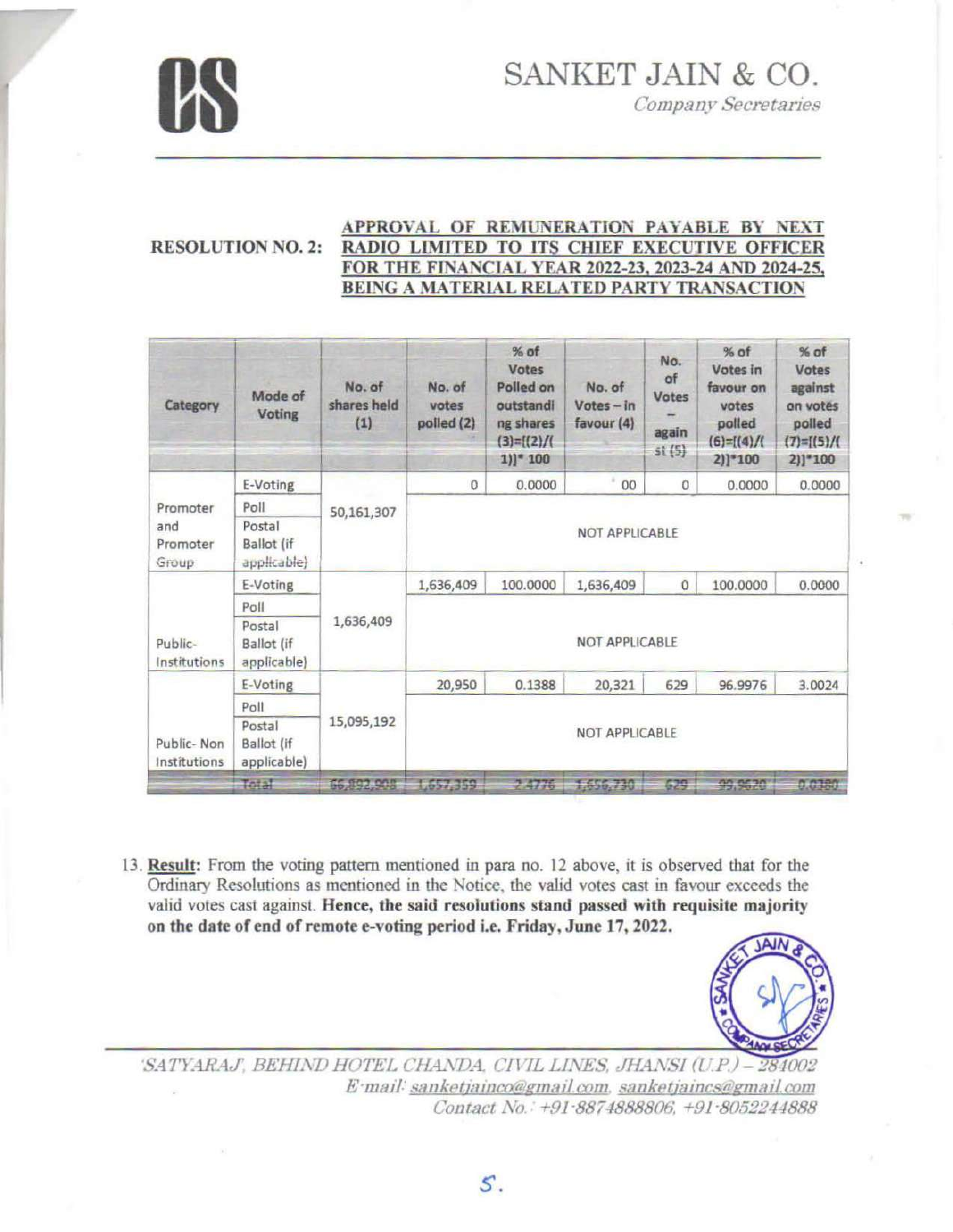# SANKET JAIN & CO.

*Company Secretaries*

**RESOLUTION NO. 2:** **APPROVAL OF REMUNERATION PAYABLE BY NEXT RADIO LIMITED TO ITS CHIEF EXECUTIVE OFFICER FOR THE FINANCIAL YEAR 2022-23, 2023-24 AND 2024-25, BEING A MATERIAL RELATED PARTY TRANSACTION**

| Category | Mode of Voting | No. of shares held (1) | No. of votes polled (2) | % of Votes Polled on outstanding shares (3)=[(2)/(1)]* 100 | No. of Votes – in favour (4) | No. of Votes – against (5) | % of Votes in favour on votes polled (6)=[(4)/(2)]*100 | % of Votes against on votes polled (7)=[(5)/(2)]*100 |
|---|---|---|---|---|---|---|---|---|
| Promoter and Promoter Group | E-Voting | 50,161,307 | 0 | 0.0000 | 00 | 0 | 0.0000 | 0.0000 |
| | Poll | | NOT APPLICABLE | | | | | |
| | Postal Ballot (if applicable) | | | | | | | |
| Public-Institutions | E-Voting | 1,636,409 | 1,636,409 | 100.0000 | 1,636,409 | 0 | 100.0000 | 0.0000 |
| | Poll | | NOT APPLICABLE | | | | | |
| | Postal Ballot (if applicable) | | | | | | | |
| Public- Non Institutions | E-Voting | 15,095,192 | 20,950 | 0.1388 | 20,321 | 629 | 96.9976 | 3.0024 |
| | Poll | | NOT APPLICABLE | | | | | |
| | Postal Ballot (if applicable) | | | | | | | |
| | Total | 66,892,908 | 1,657,359 | 2.4776 | 1,656,730 | 629 | 99.9620 | 0.0380 |

13. **Result:** From the voting pattern mentioned in para no. 12 above, it is observed that for the Ordinary Resolutions as mentioned in the Notice, the valid votes cast in favour exceeds the valid votes cast against. **Hence, the said resolutions stand passed with requisite majority on the date of end of remote e-voting period i.e. Friday, June 17, 2022.**

*SATYARAJ, BEHIND HOTEL CHANDA, CIVIL LINES, JHANSI (U.P.) – 284002*
*E-mail: sanketjainco@gmail.com, sanketjaincs@gmail.com*
*Contact No.: +91-8874888806, +91-8052244888*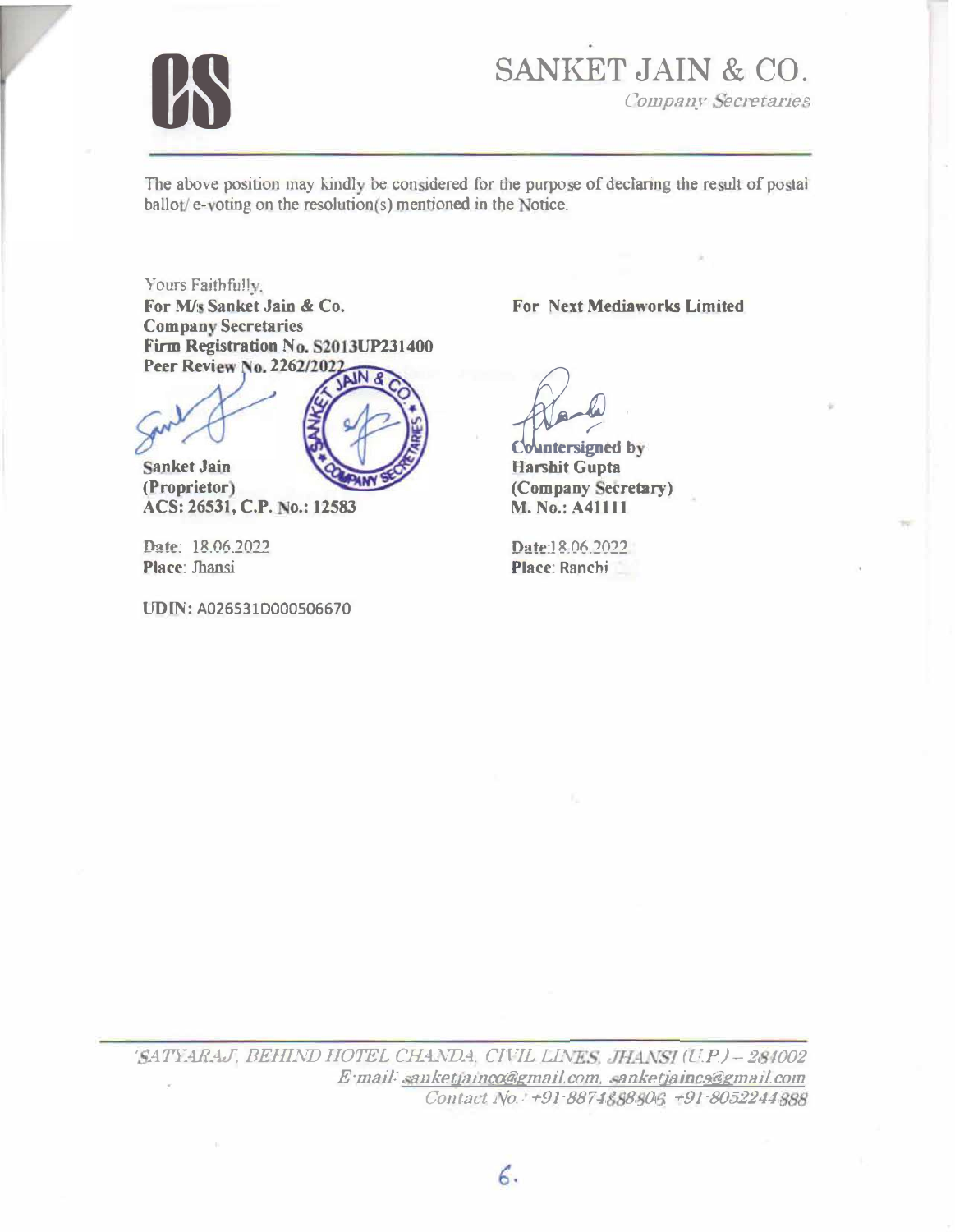The above position may kindly be considered for the purpose of declaring the result of postal ballot/ e-voting on the resolution(s) mentioned in the Notice.

Yours Faithfully,
**For M/s Sanket Jain & Co.**
**Company Secretaries**
**Firm Registration No. S2013UP231400**
**Peer Review No. 2262/2022**

**Sanket Jain**
**(Proprietor)**
**ACS: 26531, C.P. No.: 12583**

**Date**: 18.06.2022
**Place**: Jhansi

**UDIN**: A026531D000506670

**For Next Mediaworks Limited**

**Countersigned by**
**Harshit Gupta**
**(Company Secretary)**
**M. No.: A41111**

**Date**:18.06.2022
**Place**: Ranchi